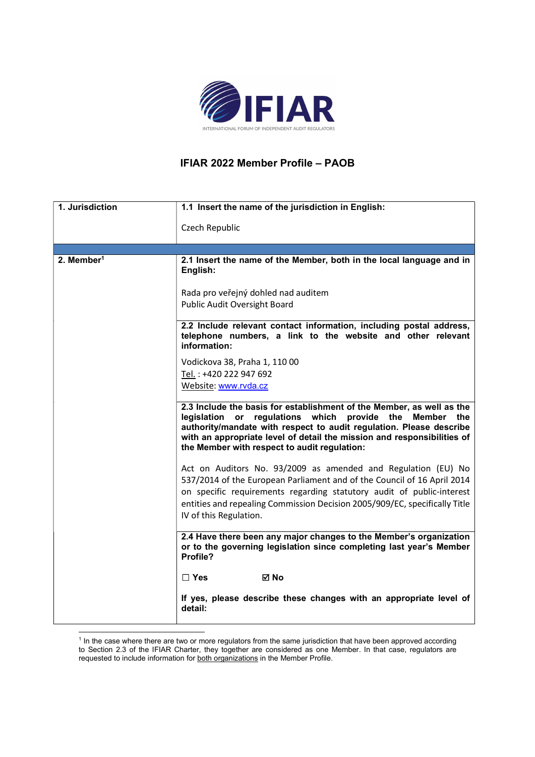# IFIAR 2022 Member Profile – PAOB

| 1. Jurisdiction | 1.1 Insert the name of the jurisdiction in English: |
|---|---|
| | Czech Republic |
| 2. Member[1] | **2.1 Insert the name of the Member, both in the local language and in English:** |
| | Rada pro veřejný dohled nad auditem<br>Public Audit Oversight Board |
| | **2.2 Include relevant contact information, including postal address, telephone numbers, a link to the website and other relevant information:** |
| | Vodickova 38, Praha 1, 110 00<br>Tel. : +420 222 947 692<br>Website: www.rvda.cz |
| | **2.3 Include the basis for establishment of the Member, as well as the legislation or regulations which provide the Member the authority/mandate with respect to audit regulation. Please describe with an appropriate level of detail the mission and responsibilities of the Member with respect to audit regulation:** |
| | Act on Auditors No. 93/2009 as amended and Regulation (EU) No 537/2014 of the European Parliament and of the Council of 16 April 2014 on specific requirements regarding statutory audit of public-interest entities and repealing Commission Decision 2005/909/EC, specifically Title IV of this Regulation. |
| | **2.4 Have there been any major changes to the Member's organization or to the governing legislation since completing last year's Member Profile?** |
| | ☐ Yes ☑ No |
| | **If yes, please describe these changes with an appropriate level of detail:** |

[1] In the case where there are two or more regulators from the same jurisdiction that have been approved according to Section 2.3 of the IFIAR Charter, they together are considered as one Member. In that case, regulators are requested to include information for both organizations in the Member Profile.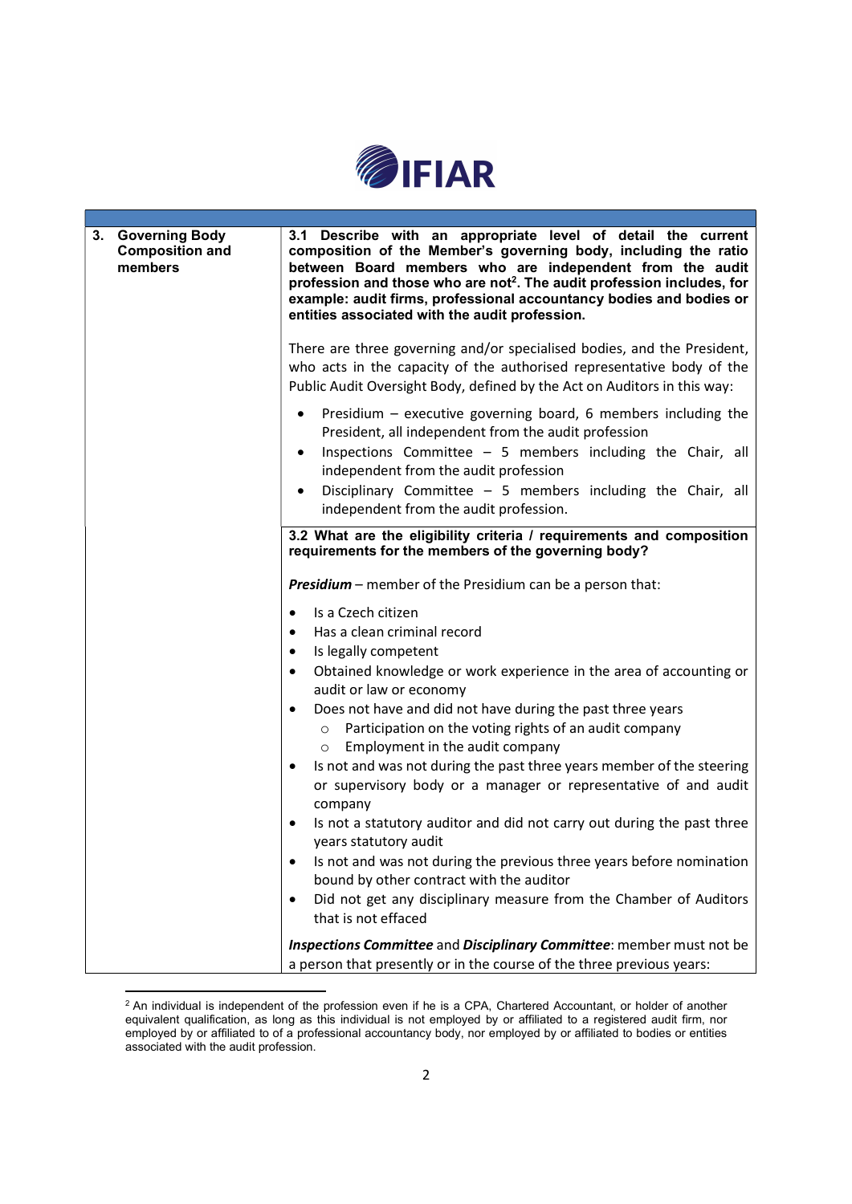| | |
|---|---|
| **3. Governing Body Composition and members** | **3.1 Describe with an appropriate level of detail the current composition of the Member's governing body, including the ratio between Board members who are independent from the audit profession and those who are not[2]. The audit profession includes, for example: audit firms, professional accountancy bodies and bodies or entities associated with the audit profession.**<br><br>There are three governing and/or specialised bodies, and the President, who acts in the capacity of the authorised representative body of the Public Audit Oversight Body, defined by the Act on Auditors in this way:<br><br>• Presidium – executive governing board, 6 members including the President, all independent from the audit profession<br>• Inspections Committee – 5 members including the Chair, all independent from the audit profession<br>• Disciplinary Committee – 5 members including the Chair, all independent from the audit profession. |
| | **3.2 What are the eligibility criteria / requirements and composition requirements for the members of the governing body?**<br><br>***Presidium*** – member of the Presidium can be a person that:<br><br>• Is a Czech citizen<br>• Has a clean criminal record<br>• Is legally competent<br>• Obtained knowledge or work experience in the area of accounting or audit or law or economy<br>• Does not have and did not have during the past three years<br>&nbsp;&nbsp;&nbsp;&nbsp;○ Participation on the voting rights of an audit company<br>&nbsp;&nbsp;&nbsp;&nbsp;○ Employment in the audit company<br>• Is not and was not during the past three years member of the steering or supervisory body or a manager or representative of and audit company<br>• Is not a statutory auditor and did not carry out during the past three years statutory audit<br>• Is not and was not during the previous three years before nomination bound by other contract with the auditor<br>• Did not get any disciplinary measure from the Chamber of Auditors that is not effaced<br><br>***Inspections Committee*** and ***Disciplinary Committee***: member must not be a person that presently or in the course of the three previous years: |

[2] An individual is independent of the profession even if he is a CPA, Chartered Accountant, or holder of another equivalent qualification, as long as this individual is not employed by or affiliated to a registered audit firm, nor employed by or affiliated to of a professional accountancy body, nor employed by or affiliated to bodies or entities associated with the audit profession.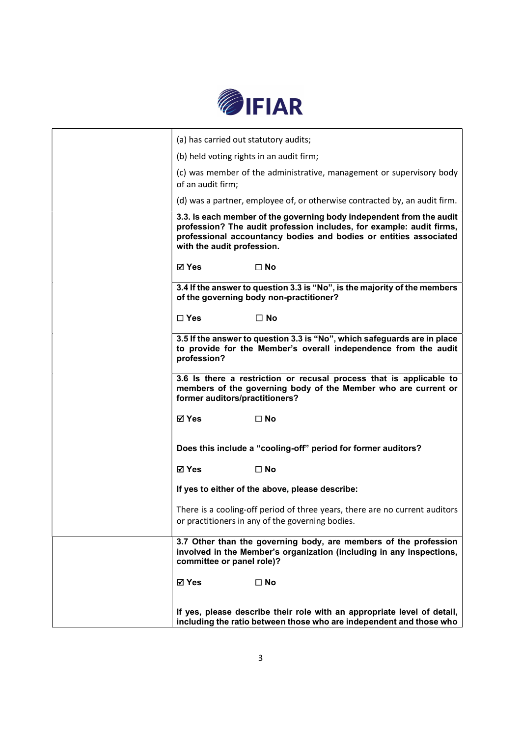| | |
|---|---|
| | (a) has carried out statutory audits;<br><br>(b) held voting rights in an audit firm;<br><br>(c) was member of the administrative, management or supervisory body of an audit firm;<br><br>(d) was a partner, employee of, or otherwise contracted by, an audit firm. |
| | **3.3. Is each member of the governing body independent from the audit profession? The audit profession includes, for example: audit firms, professional accountancy bodies and bodies or entities associated with the audit profession.**<br><br>**☑ Yes ☐ No** |
| | **3.4 If the answer to question 3.3 is "No", is the majority of the members of the governing body non-practitioner?**<br><br>**☐ Yes ☐ No** |
| | **3.5 If the answer to question 3.3 is "No", which safeguards are in place to provide for the Member's overall independence from the audit profession?** |
| | **3.6 Is there a restriction or recusal process that is applicable to members of the governing body of the Member who are current or former auditors/practitioners?**<br><br>**☑ Yes ☐ No**<br><br>**Does this include a "cooling-off" period for former auditors?**<br><br>**☑ Yes ☐ No**<br><br>**If yes to either of the above, please describe:**<br><br>There is a cooling-off period of three years, there are no current auditors or practitioners in any of the governing bodies. |
| | **3.7 Other than the governing body, are members of the profession involved in the Member's organization (including in any inspections, committee or panel role)?**<br><br>**☑ Yes ☐ No**<br><br>**If yes, please describe their role with an appropriate level of detail, including the ratio between those who are independent and those who** |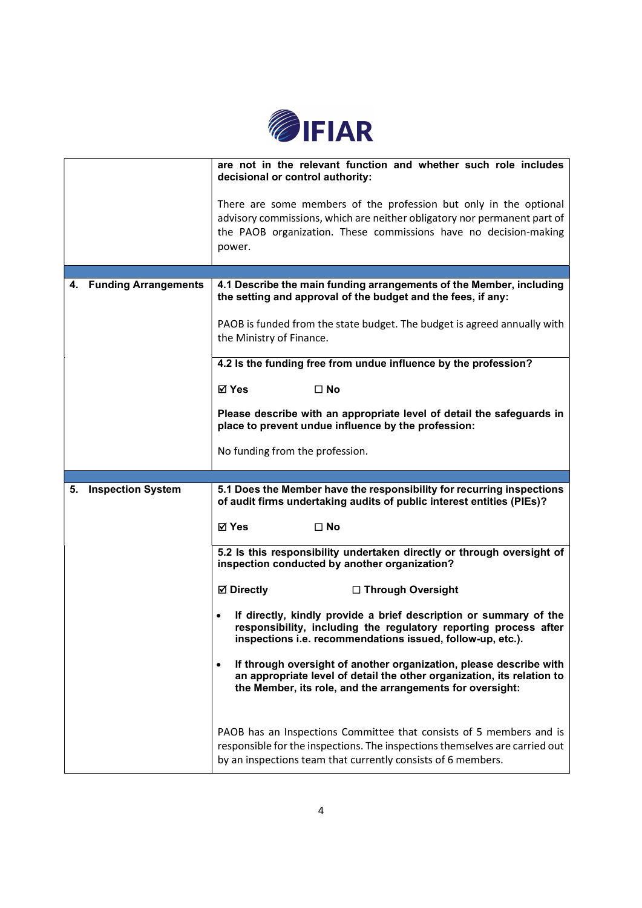| | |
|---|---|
| | **are not in the relevant function and whether such role includes decisional or control authority:**<br><br>There are some members of the profession but only in the optional advisory commissions, which are neither obligatory nor permanent part of the PAOB organization. These commissions have no decision-making power. |
| **4. Funding Arrangements** | **4.1 Describe the main funding arrangements of the Member, including the setting and approval of the budget and the fees, if any:**<br><br>PAOB is funded from the state budget. The budget is agreed annually with the Ministry of Finance. |
| | **4.2 Is the funding free from undue influence by the profession?**<br><br>**☑ Yes ☐ No**<br><br>**Please describe with an appropriate level of detail the safeguards in place to prevent undue influence by the profession:**<br><br>No funding from the profession. |
| **5. Inspection System** | **5.1 Does the Member have the responsibility for recurring inspections of audit firms undertaking audits of public interest entities (PIEs)?**<br><br>**☑ Yes ☐ No** |
| | **5.2 Is this responsibility undertaken directly or through oversight of inspection conducted by another organization?**<br><br>**☑ Directly ☐ Through Oversight**<br><br>• **If directly, kindly provide a brief description or summary of the responsibility, including the regulatory reporting process after inspections i.e. recommendations issued, follow-up, etc.).**<br><br>• **If through oversight of another organization, please describe with an appropriate level of detail the other organization, its relation to the Member, its role, and the arrangements for oversight:**<br><br>PAOB has an Inspections Committee that consists of 5 members and is responsible for the inspections. The inspections themselves are carried out by an inspections team that currently consists of 6 members. |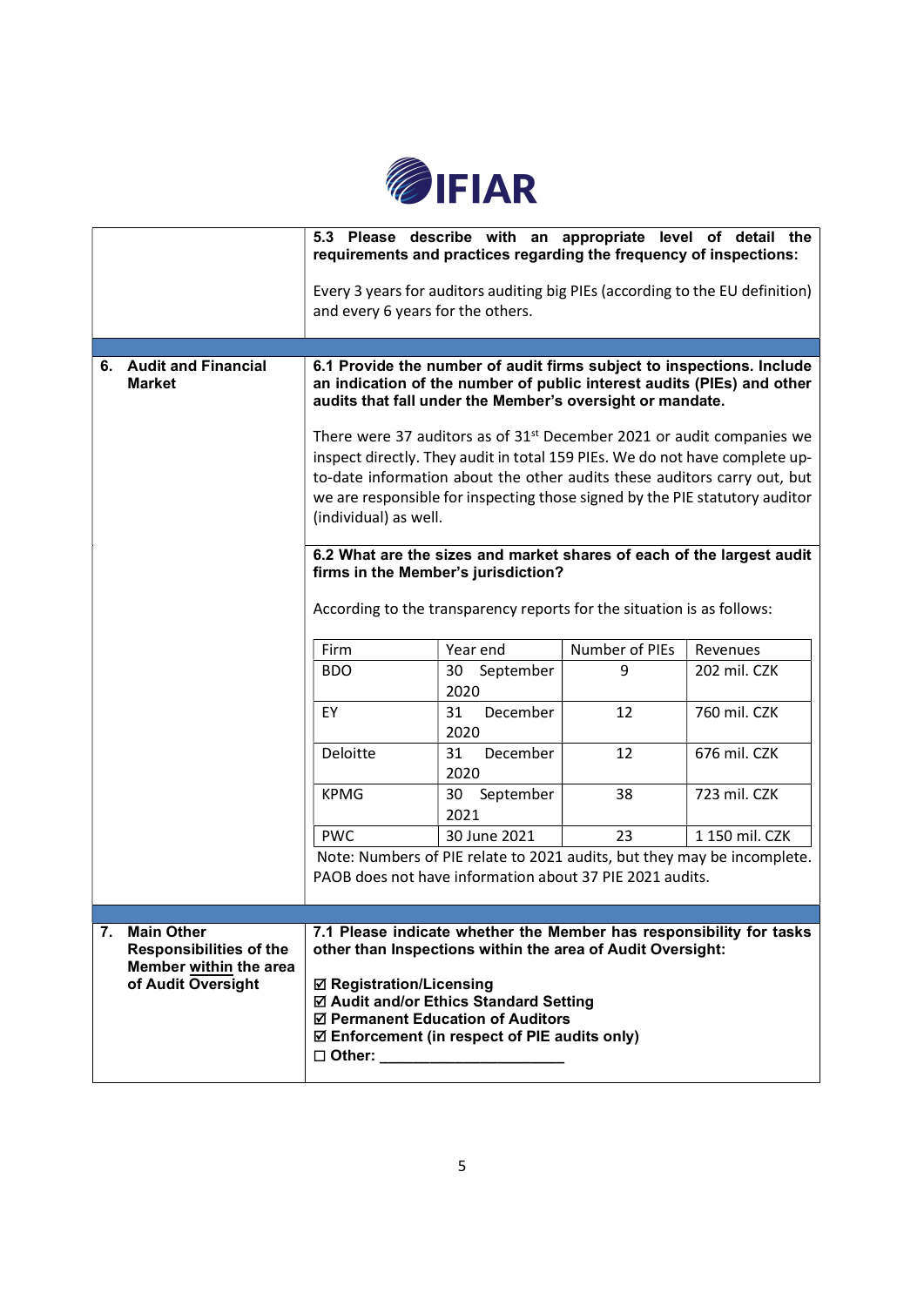**5.3 Please describe with an appropriate level of detail the requirements and practices regarding the frequency of inspections:**

Every 3 years for auditors auditing big PIEs (according to the EU definition) and every 6 years for the others.

## 6. Audit and Financial Market

**6.1 Provide the number of audit firms subject to inspections. Include an indication of the number of public interest audits (PIEs) and other audits that fall under the Member's oversight or mandate.**

There were 37 auditors as of 31st December 2021 or audit companies we inspect directly. They audit in total 159 PIEs. We do not have complete up-to-date information about the other audits these auditors carry out, but we are responsible for inspecting those signed by the PIE statutory auditor (individual) as well.

**6.2 What are the sizes and market shares of each of the largest audit firms in the Member's jurisdiction?**

According to the transparency reports for the situation is as follows:

| Firm | Year end | Number of PIEs | Revenues |
|---|---|---|---|
| BDO | 30 September 2020 | 9 | 202 mil. CZK |
| EY | 31 December 2020 | 12 | 760 mil. CZK |
| Deloitte | 31 December 2020 | 12 | 676 mil. CZK |
| KPMG | 30 September 2021 | 38 | 723 mil. CZK |
| PWC | 30 June 2021 | 23 | 1 150 mil. CZK |

Note: Numbers of PIE relate to 2021 audits, but they may be incomplete. PAOB does not have information about 37 PIE 2021 audits.

## 7. Main Other Responsibilities of the Member within the area of Audit Oversight

**7.1 Please indicate whether the Member has responsibility for tasks other than Inspections within the area of Audit Oversight:**

- ☑ **Registration/Licensing**
- ☑ **Audit and/or Ethics Standard Setting**
- ☑ **Permanent Education of Auditors**
- ☑ **Enforcement (in respect of PIE audits only)**
- ☐ **Other: ______________________**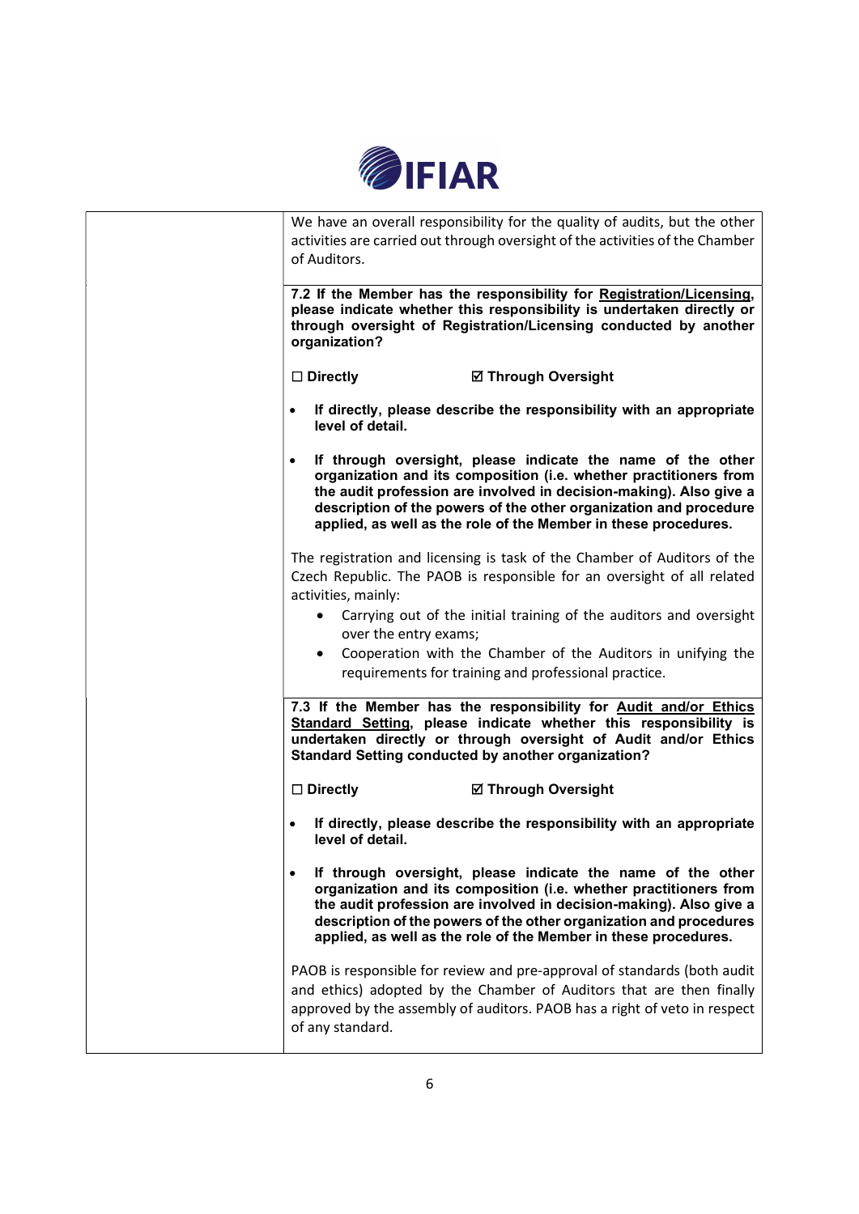| | |
|---|---|
| | We have an overall responsibility for the quality of audits, but the other activities are carried out through oversight of the activities of the Chamber of Auditors. |
| | **7.2 If the Member has the responsibility for <u>Registration/Licensing</u>, please indicate whether this responsibility is undertaken directly or through oversight of Registration/Licensing conducted by another organization?**<br><br>**☐ Directly** **☑ Through Oversight**<br><br>• **If directly, please describe the responsibility with an appropriate level of detail.**<br><br>• **If through oversight, please indicate the name of the other organization and its composition (i.e. whether practitioners from the audit profession are involved in decision-making). Also give a description of the powers of the other organization and procedure applied, as well as the role of the Member in these procedures.**<br><br>The registration and licensing is task of the Chamber of Auditors of the Czech Republic. The PAOB is responsible for an oversight of all related activities, mainly:<br>• Carrying out of the initial training of the auditors and oversight over the entry exams;<br>• Cooperation with the Chamber of the Auditors in unifying the requirements for training and professional practice. |
| | **7.3 If the Member has the responsibility for <u>Audit and/or Ethics Standard Setting</u>, please indicate whether this responsibility is undertaken directly or through oversight of Audit and/or Ethics Standard Setting conducted by another organization?**<br><br>**☐ Directly** **☑ Through Oversight**<br><br>• **If directly, please describe the responsibility with an appropriate level of detail.**<br><br>• **If through oversight, please indicate the name of the other organization and its composition (i.e. whether practitioners from the audit profession are involved in decision-making). Also give a description of the powers of the other organization and procedures applied, as well as the role of the Member in these procedures.**<br><br>PAOB is responsible for review and pre-approval of standards (both audit and ethics) adopted by the Chamber of Auditors that are then finally approved by the assembly of auditors. PAOB has a right of veto in respect of any standard. |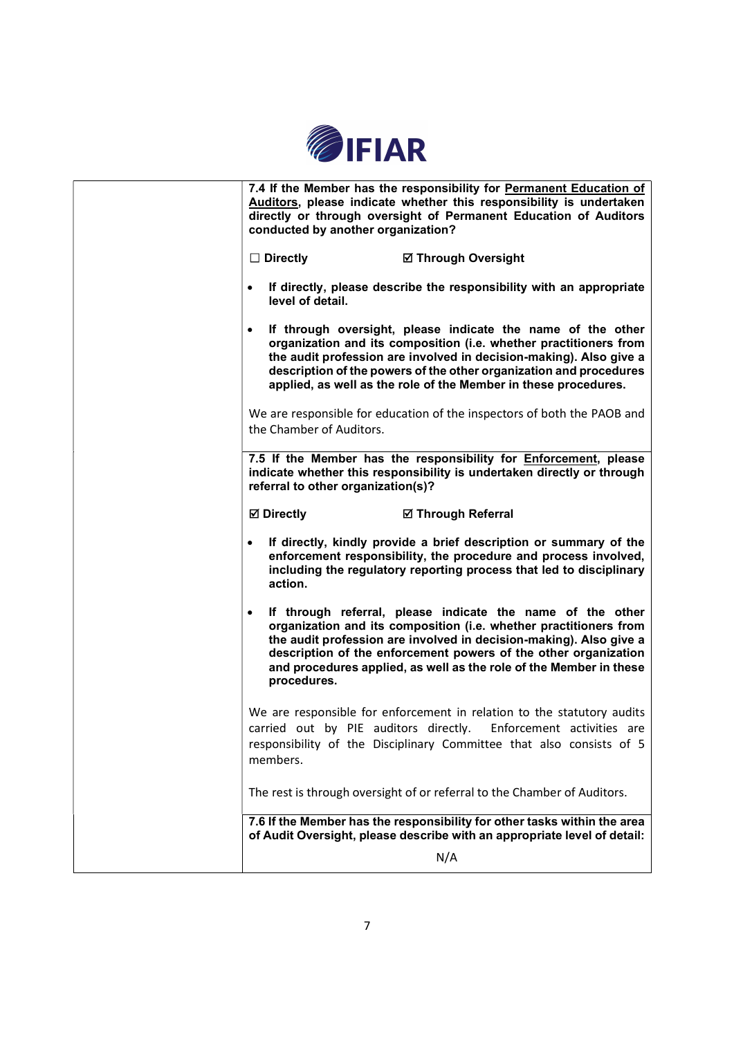| | |
|---|---|
| | **7.4 If the Member has the responsibility for <u>Permanent Education of Auditors</u>, please indicate whether this responsibility is undertaken directly or through oversight of Permanent Education of Auditors conducted by another organization?**<br><br>☐ **Directly** ☑ **Through Oversight**<br><br>• **If directly, please describe the responsibility with an appropriate level of detail.**<br><br>• **If through oversight, please indicate the name of the other organization and its composition (i.e. whether practitioners from the audit profession are involved in decision-making). Also give a description of the powers of the other organization and procedures applied, as well as the role of the Member in these procedures.**<br><br>We are responsible for education of the inspectors of both the PAOB and the Chamber of Auditors. |
| | **7.5 If the Member has the responsibility for <u>Enforcement</u>, please indicate whether this responsibility is undertaken directly or through referral to other organization(s)?**<br><br>☑ **Directly** ☑ **Through Referral**<br><br>• **If directly, kindly provide a brief description or summary of the enforcement responsibility, the procedure and process involved, including the regulatory reporting process that led to disciplinary action.**<br><br>• **If through referral, please indicate the name of the other organization and its composition (i.e. whether practitioners from the audit profession are involved in decision-making). Also give a description of the enforcement powers of the other organization and procedures applied, as well as the role of the Member in these procedures.**<br><br>We are responsible for enforcement in relation to the statutory audits carried out by PIE auditors directly. Enforcement activities are responsibility of the Disciplinary Committee that also consists of 5 members.<br><br>The rest is through oversight of or referral to the Chamber of Auditors. |
| | **7.6 If the Member has the responsibility for other tasks within the area of Audit Oversight, please describe with an appropriate level of detail:**<br><br>N/A |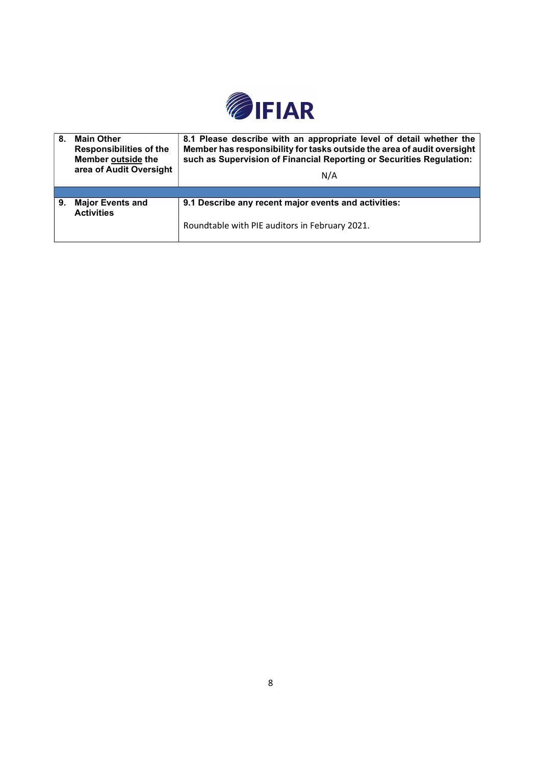| | | |
|---|---|---|
| **8.** | **Main Other Responsibilities of the Member <u>outside</u> the area of Audit Oversight** | **8.1 Please describe with an appropriate level of detail whether the Member has responsibility for tasks outside the area of audit oversight such as Supervision of Financial Reporting or Securities Regulation:**<br><br>N/A |
| | | |
| **9.** | **Major Events and Activities** | **9.1 Describe any recent major events and activities:**<br><br>Roundtable with PIE auditors in February 2021. |